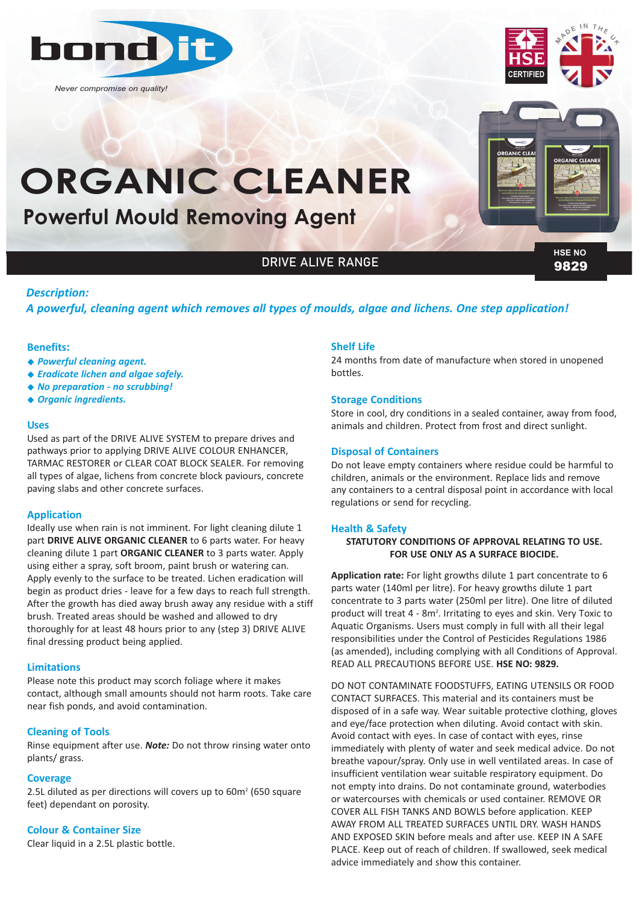bond it

*Never compromise on quality!*

HSE CERTIFIED

MADE IN THE UK

# ORGANIC CLEANER

## Powerful Mould Removing Agent

DRIVE ALIVE RANGE

HSE NO **9829**

### *Description:*

***A powerful, cleaning agent which removes all types of moulds, algae and lichens. One step application!***

### Benefits:

- ***Powerful cleaning agent.***
- ***Eradicate lichen and algae safely.***
- ***No preparation - no scrubbing!***
- ***Organic ingredients.***

### Uses

Used as part of the DRIVE ALIVE SYSTEM to prepare drives and pathways prior to applying DRIVE ALIVE COLOUR ENHANCER, TARMAC RESTORER or CLEAR COAT BLOCK SEALER. For removing all types of algae, lichens from concrete block paviours, concrete paving slabs and other concrete surfaces.

### Application

Ideally use when rain is not imminent. For light cleaning dilute 1 part **DRIVE ALIVE ORGANIC CLEANER** to 6 parts water. For heavy cleaning dilute 1 part **ORGANIC CLEANER** to 3 parts water. Apply using either a spray, soft broom, paint brush or watering can. Apply evenly to the surface to be treated. Lichen eradication will begin as product dries - leave for a few days to reach full strength. After the growth has died away brush away any residue with a stiff brush. Treated areas should be washed and allowed to dry thoroughly for at least 48 hours prior to any (step 3) DRIVE ALIVE final dressing product being applied.

### Limitations

Please note this product may scorch foliage where it makes contact, although small amounts should not harm roots. Take care near fish ponds, and avoid contamination.

### Cleaning of Tools

Rinse equipment after use. ***Note:*** Do not throw rinsing water onto plants/ grass.

### Coverage

2.5L diluted as per directions will covers up to 60m$^2$ (650 square feet) dependant on porosity.

### Colour & Container Size

Clear liquid in a 2.5L plastic bottle.

### Shelf Life

24 months from date of manufacture when stored in unopened bottles.

### Storage Conditions

Store in cool, dry conditions in a sealed container, away from food, animals and children. Protect from frost and direct sunlight.

### Disposal of Containers

Do not leave empty containers where residue could be harmful to children, animals or the environment. Replace lids and remove any containers to a central disposal point in accordance with local regulations or send for recycling.

### Health & Safety

**STATUTORY CONDITIONS OF APPROVAL RELATING TO USE. FOR USE ONLY AS A SURFACE BIOCIDE.**

**Application rate:** For light growths dilute 1 part concentrate to 6 parts water (140ml per litre). For heavy growths dilute 1 part concentrate to 3 parts water (250ml per litre). One litre of diluted product will treat 4 - 8m$^2$. Irritating to eyes and skin. Very Toxic to Aquatic Organisms. Users must comply in full with all their legal responsibilities under the Control of Pesticides Regulations 1986 (as amended), including complying with all Conditions of Approval. READ ALL PRECAUTIONS BEFORE USE. **HSE NO: 9829.**

DO NOT CONTAMINATE FOODSTUFFS, EATING UTENSILS OR FOOD CONTACT SURFACES. This material and its containers must be disposed of in a safe way. Wear suitable protective clothing, gloves and eye/face protection when diluting. Avoid contact with skin. Avoid contact with eyes. In case of contact with eyes, rinse immediately with plenty of water and seek medical advice. Do not breathe vapour/spray. Only use in well ventilated areas. In case of insufficient ventilation wear suitable respiratory equipment. Do not empty into drains. Do not contaminate ground, waterbodies or watercourses with chemicals or used container. REMOVE OR COVER ALL FISH TANKS AND BOWLS before application. KEEP AWAY FROM ALL TREATED SURFACES UNTIL DRY. WASH HANDS AND EXPOSED SKIN before meals and after use. KEEP IN A SAFE PLACE. Keep out of reach of children. If swallowed, seek medical advice immediately and show this container.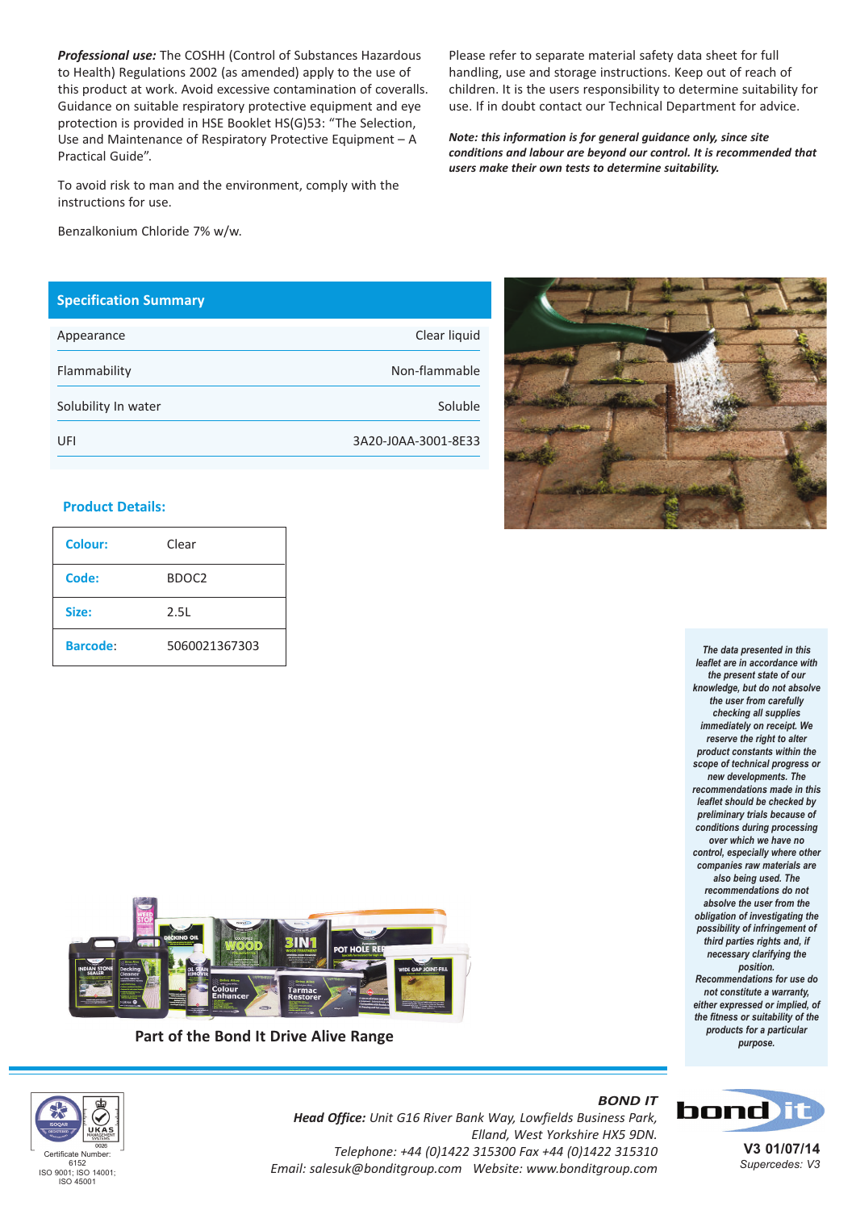***Professional use:*** The COSHH (Control of Substances Hazardous to Health) Regulations 2002 (as amended) apply to the use of this product at work. Avoid excessive contamination of coveralls. Guidance on suitable respiratory protective equipment and eye protection is provided in HSE Booklet HS(G)53: "The Selection, Use and Maintenance of Respiratory Protective Equipment – A Practical Guide".

To avoid risk to man and the environment, comply with the instructions for use.

Benzalkonium Chloride 7% w/w.

Please refer to separate material safety data sheet for full handling, use and storage instructions. Keep out of reach of children. It is the users responsibility to determine suitability for use. If in doubt contact our Technical Department for advice.

***Note: this information is for general guidance only, since site conditions and labour are beyond our control. It is recommended that users make their own tests to determine suitability.***

## Specification Summary

| | |
|---|---|
| Appearance | Clear liquid |
| Flammability | Non-flammable |
| Solubility In water | Soluble |
| UFI | 3A20-J0AA-3001-8E33 |

### Product Details:

| | |
|---|---|
| **Colour:** | Clear |
| **Code:** | BDOC2 |
| **Size:** | 2.5L |
| **Barcode:** | 5060021367303 |

**Part of the Bond It Drive Alive Range**

*The data presented in this leaflet are in accordance with the present state of our knowledge, but do not absolve the user from carefully checking all supplies immediately on receipt. We reserve the right to alter product constants within the scope of technical progress or new developments. The recommendations made in this leaflet should be checked by preliminary trials because of conditions during processing over which we have no control, especially where other companies raw materials are also being used. The recommendations do not absolve the user from the obligation of investigating the possibility of infringement of third parties rights and, if necessary clarifying the position. Recommendations for use do not constitute a warranty, either expressed or implied, of the fitness or suitability of the products for a particular purpose.*

Certificate Number: 6152
ISO 9001; ISO 14001; ISO 45001

***BOND IT***
***Head Office:*** *Unit G16 River Bank Way, Lowfields Business Park, Elland, West Yorkshire HX5 9DN.*
*Telephone: +44 (0)1422 315300 Fax +44 (0)1422 315310*
*Email: salesuk@bonditgroup.com Website: www.bonditgroup.com*

**V3 01/07/14**
*Supercedes: V3*